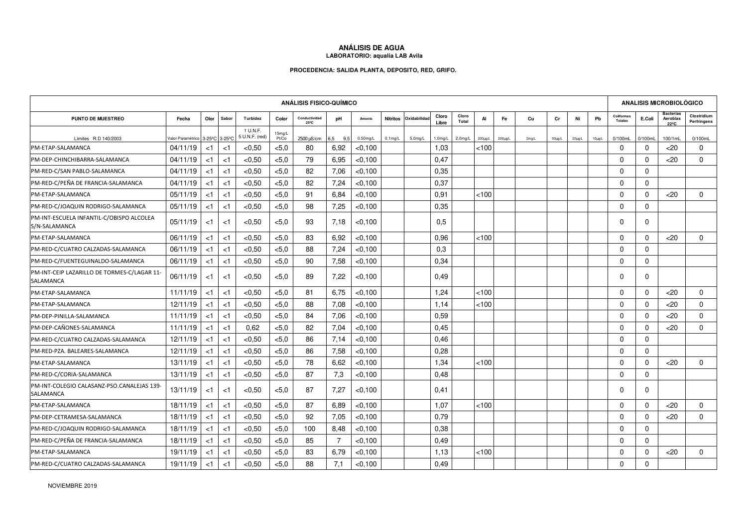**ANÁLISIS DE AGUA**
**LABORATORIO: aqualia LAB Avila**

**PROCEDENCIA: SALIDA PLANTA, DEPOSITO, RED, GRIFO.**

| ANÁLISIS FISICO-QUÍMICO | | | | | | | | | | | | | | | | | | | | | ANALISIS MICROBIOLÓGICO | | | |
|---|---|---|---|---|---|---|---|---|---|---|---|---|---|---|---|---|---|---|---|---|---|---|---|---|
| PUNTO DE MUESTREO | Fecha | Olor | Sabor | Turbidez | Color | Conductividad 25ºC | pH | Amonio | Nitritos | Oxidabilidad | Cloro Libre | Cloro Total | Al | Fe | Cu | Cr | Ni | Pb | Coliformes Totales | E.Coli | Bacterias Aerobias 22ºC | Clostridium Perfringens |
| Límites R.D 140/2003 | Valor Paramétrico | 3-25ºC | 3-25ºC | 1 U.N.F. 5 U.N.F. (red) | 15mg/L Pt/Co | 2500 µS/cm | 6,5 9,5 | 0.50mg/L | 0.1mg/L | 5,0mg/L | 1,0mg/L | 2,0mg/L | 200µg/L | 200µg/L | 2mg/L | 50µg/L | 20µg/L | 10µg/L | 0/100mL | 0/100mL | 100/1mL | 0/100mL |
| PM-ETAP-SALAMANCA | 04/11/19 | <1 | <1 | <0,50 | <5,0 | 80 | 6,92 | <0,100 | | | 1,03 | | <100 | | | | | | 0 | 0 | <20 | 0 |
| PM-DEP-CHINCHIBARRA-SALAMANCA | 04/11/19 | <1 | <1 | <0,50 | <5,0 | 79 | 6,95 | <0,100 | | | 0,47 | | | | | | | | 0 | 0 | <20 | 0 |
| PM-RED-C/SAN PABLO-SALAMANCA | 04/11/19 | <1 | <1 | <0,50 | <5,0 | 82 | 7,06 | <0,100 | | | 0,35 | | | | | | | | 0 | 0 | | |
| PM-RED-C/PEÑA DE FRANCIA-SALAMANCA | 04/11/19 | <1 | <1 | <0,50 | <5,0 | 82 | 7,24 | <0,100 | | | 0,37 | | | | | | | | 0 | 0 | | |
| PM-ETAP-SALAMANCA | 05/11/19 | <1 | <1 | <0,50 | <5,0 | 91 | 6,84 | <0,100 | | | 0,91 | | <100 | | | | | | 0 | 0 | <20 | 0 |
| PM-RED-C/JOAQUIN RODRIGO-SALAMANCA | 05/11/19 | <1 | <1 | <0,50 | <5,0 | 98 | 7,25 | <0,100 | | | 0,35 | | | | | | | | 0 | 0 | | |
| PM-INT-ESCUELA INFANTIL-C/OBISPO ALCOLEA S/N-SALAMANCA | 05/11/19 | <1 | <1 | <0,50 | <5,0 | 93 | 7,18 | <0,100 | | | 0,5 | | | | | | | | 0 | 0 | | |
| PM-ETAP-SALAMANCA | 06/11/19 | <1 | <1 | <0,50 | <5,0 | 83 | 6,92 | <0,100 | | | 0,96 | | <100 | | | | | | 0 | 0 | <20 | 0 |
| PM-RED-C/CUATRO CALZADAS-SALAMANCA | 06/11/19 | <1 | <1 | <0,50 | <5,0 | 88 | 7,24 | <0,100 | | | 0,3 | | | | | | | | 0 | 0 | | |
| PM-RED-C/FUENTEGUINALDO-SALAMANCA | 06/11/19 | <1 | <1 | <0,50 | <5,0 | 90 | 7,58 | <0,100 | | | 0,34 | | | | | | | | 0 | 0 | | |
| PM-INT-CEIP LAZARILLO DE TORMES-C/LAGAR 11-SALAMANCA | 06/11/19 | <1 | <1 | <0,50 | <5,0 | 89 | 7,22 | <0,100 | | | 0,49 | | | | | | | | 0 | 0 | | |
| PM-ETAP-SALAMANCA | 11/11/19 | <1 | <1 | <0,50 | <5,0 | 81 | 6,75 | <0,100 | | | 1,24 | | <100 | | | | | | 0 | 0 | <20 | 0 |
| PM-ETAP-SALAMANCA | 12/11/19 | <1 | <1 | <0,50 | <5,0 | 88 | 7,08 | <0,100 | | | 1,14 | | <100 | | | | | | 0 | 0 | <20 | 0 |
| PM-DEP-PINILLA-SALAMANCA | 11/11/19 | <1 | <1 | <0,50 | <5,0 | 84 | 7,06 | <0,100 | | | 0,59 | | | | | | | | 0 | 0 | <20 | 0 |
| PM-DEP-CAÑONES-SALAMANCA | 11/11/19 | <1 | <1 | 0,62 | <5,0 | 82 | 7,04 | <0,100 | | | 0,45 | | | | | | | | 0 | 0 | <20 | 0 |
| PM-RED-C/CUATRO CALZADAS-SALAMANCA | 12/11/19 | <1 | <1 | <0,50 | <5,0 | 86 | 7,14 | <0,100 | | | 0,46 | | | | | | | | 0 | 0 | | |
| PM-RED-PZA. BALEARES-SALAMANCA | 12/11/19 | <1 | <1 | <0,50 | <5,0 | 86 | 7,58 | <0,100 | | | 0,28 | | | | | | | | 0 | 0 | | |
| PM-ETAP-SALAMANCA | 13/11/19 | <1 | <1 | <0,50 | <5,0 | 78 | 6,62 | <0,100 | | | 1,34 | | <100 | | | | | | 0 | 0 | <20 | 0 |
| PM-RED-C/CORIA-SALAMANCA | 13/11/19 | <1 | <1 | <0,50 | <5,0 | 87 | 7,3 | <0,100 | | | 0,48 | | | | | | | | 0 | 0 | | |
| PM-INT-COLEGIO CALASANZ-PSO.CANALEJAS 139-SALAMANCA | 13/11/19 | <1 | <1 | <0,50 | <5,0 | 87 | 7,27 | <0,100 | | | 0,41 | | | | | | | | 0 | 0 | | |
| PM-ETAP-SALAMANCA | 18/11/19 | <1 | <1 | <0,50 | <5,0 | 87 | 6,89 | <0,100 | | | 1,07 | | <100 | | | | | | 0 | 0 | <20 | 0 |
| PM-DEP-CETRAMESA-SALAMANCA | 18/11/19 | <1 | <1 | <0,50 | <5,0 | 92 | 7,05 | <0,100 | | | 0,79 | | | | | | | | 0 | 0 | <20 | 0 |
| PM-RED-C/JOAQUIN RODRIGO-SALAMANCA | 18/11/19 | <1 | <1 | <0,50 | <5,0 | 100 | 8,48 | <0,100 | | | 0,38 | | | | | | | | 0 | 0 | | |
| PM-RED-C/PEÑA DE FRANCIA-SALAMANCA | 18/11/19 | <1 | <1 | <0,50 | <5,0 | 85 | 7 | <0,100 | | | 0,49 | | | | | | | | 0 | 0 | | |
| PM-ETAP-SALAMANCA | 19/11/19 | <1 | <1 | <0,50 | <5,0 | 83 | 6,79 | <0,100 | | | 1,13 | | <100 | | | | | | 0 | 0 | <20 | 0 |
| PM-RED-C/CUATRO CALZADAS-SALAMANCA | 19/11/19 | <1 | <1 | <0,50 | <5,0 | 88 | 7,1 | <0,100 | | | 0,49 | | | | | | | | 0 | 0 | | |

NOVIEMBRE 2019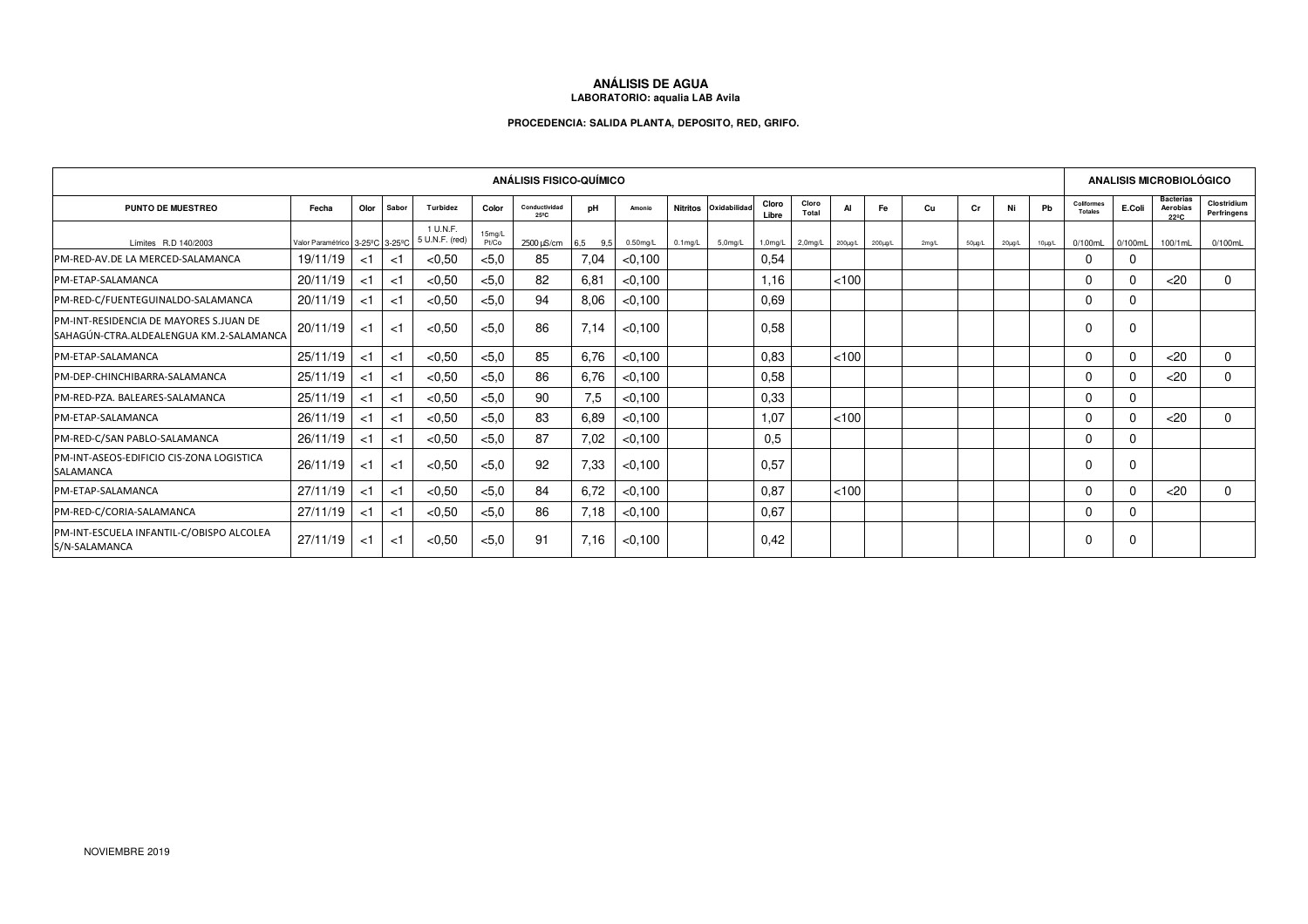# ANÁLISIS DE AGUA
**LABORATORIO: aqualia LAB Avila**

**PROCEDENCIA: SALIDA PLANTA, DEPOSITO, RED, GRIFO.**

| ANÁLISIS FISICO-QUÍMICO | | | | | | | | | | | | | | | | | | | | | ANALISIS MICROBIOLÓGICO | | | |
|---|---|---|---|---|---|---|---|---|---|---|---|---|---|---|---|---|---|---|---|---|---|---|---|---|
| **PUNTO DE MUESTREO** | **Fecha** | **Olor** | **Sabor** | **Turbidez** | **Color** | **Conductividad 25ºC** | **pH** | **Amonio** | **Nitritos** | **Oxidabilidad** | **Cloro Libre** | **Cloro Total** | **Al** | **Fe** | **Cu** | **Cr** | **Ni** | **Pb** | | **Coliformes Totales** | **E.Coli** | **Bacterias Aerobias 22ºC** | **Clostridium Perfringens** | |
| Límites R.D 140/2003 | Valor Paramétrico | 3-25ºC | 3-25ºC | 1 U.N.F. 5 U.N.F. (red) | 15mg/L Pt/Co | 2500 µS/cm | 6,5 9,5 | 0.50mg/L | 0.1mg/L | 5,0mg/L | 1,0mg/L | 2,0mg/L | 200µg/L | 200µg/L | 2mg/L | 50µg/L | 20µg/L | 10µg/L | | 0/100mL | 0/100mL | 100/1mL | 0/100mL | |
| PM-RED-AV.DE LA MERCED-SALAMANCA | 19/11/19 | <1 | <1 | <0,50 | <5,0 | 85 | 7,04 | <0,100 | | | 0,54 | | | | | | | | | 0 | 0 | | | |
| PM-ETAP-SALAMANCA | 20/11/19 | <1 | <1 | <0,50 | <5,0 | 82 | 6,81 | <0,100 | | | 1,16 | | <100 | | | | | | | 0 | 0 | <20 | 0 | |
| PM-RED-C/FUENTEGUINALDO-SALAMANCA | 20/11/19 | <1 | <1 | <0,50 | <5,0 | 94 | 8,06 | <0,100 | | | 0,69 | | | | | | | | | 0 | 0 | | | |
| PM-INT-RESIDENCIA DE MAYORES S.JUAN DE SAHAGÚN-CTRA.ALDEALENGUA KM.2-SALAMANCA | 20/11/19 | <1 | <1 | <0,50 | <5,0 | 86 | 7,14 | <0,100 | | | 0,58 | | | | | | | | | 0 | 0 | | | |
| PM-ETAP-SALAMANCA | 25/11/19 | <1 | <1 | <0,50 | <5,0 | 85 | 6,76 | <0,100 | | | 0,83 | | <100 | | | | | | | 0 | 0 | <20 | 0 | |
| PM-DEP-CHINCHIBARRA-SALAMANCA | 25/11/19 | <1 | <1 | <0,50 | <5,0 | 86 | 6,76 | <0,100 | | | 0,58 | | | | | | | | | 0 | 0 | <20 | 0 | |
| PM-RED-PZA. BALEARES-SALAMANCA | 25/11/19 | <1 | <1 | <0,50 | <5,0 | 90 | 7,5 | <0,100 | | | 0,33 | | | | | | | | | 0 | 0 | | | |
| PM-ETAP-SALAMANCA | 26/11/19 | <1 | <1 | <0,50 | <5,0 | 83 | 6,89 | <0,100 | | | 1,07 | | <100 | | | | | | | 0 | 0 | <20 | 0 | |
| PM-RED-C/SAN PABLO-SALAMANCA | 26/11/19 | <1 | <1 | <0,50 | <5,0 | 87 | 7,02 | <0,100 | | | 0,5 | | | | | | | | | 0 | 0 | | | |
| PM-INT-ASEOS-EDIFICIO CIS-ZONA LOGISTICA SALAMANCA | 26/11/19 | <1 | <1 | <0,50 | <5,0 | 92 | 7,33 | <0,100 | | | 0,57 | | | | | | | | | 0 | 0 | | | |
| PM-ETAP-SALAMANCA | 27/11/19 | <1 | <1 | <0,50 | <5,0 | 84 | 6,72 | <0,100 | | | 0,87 | | <100 | | | | | | | 0 | 0 | <20 | 0 | |
| PM-RED-C/CORIA-SALAMANCA | 27/11/19 | <1 | <1 | <0,50 | <5,0 | 86 | 7,18 | <0,100 | | | 0,67 | | | | | | | | | 0 | 0 | | | |
| PM-INT-ESCUELA INFANTIL-C/OBISPO ALCOLEA S/N-SALAMANCA | 27/11/19 | <1 | <1 | <0,50 | <5,0 | 91 | 7,16 | <0,100 | | | 0,42 | | | | | | | | | 0 | 0 | | | |

NOVIEMBRE 2019